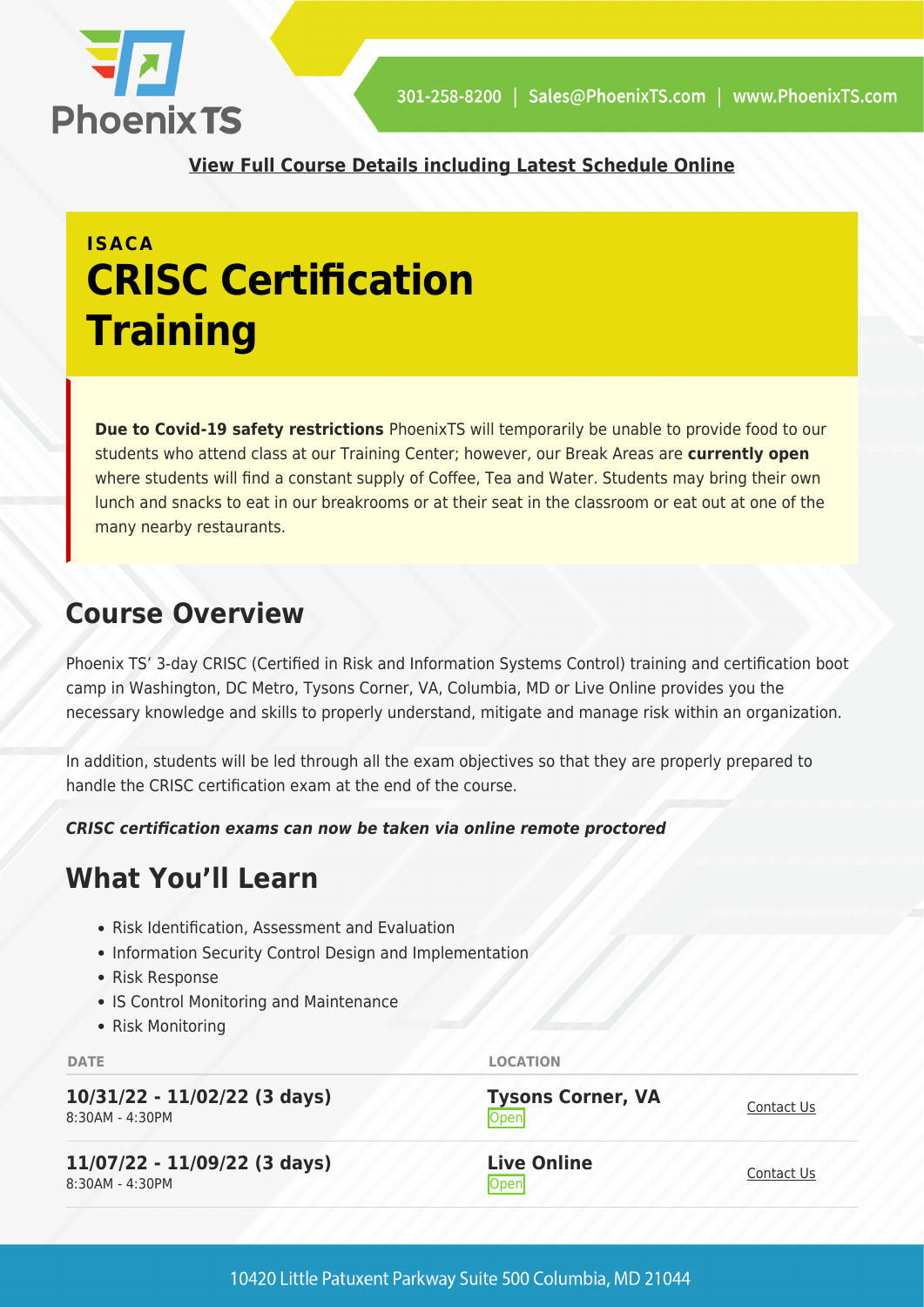**View Full Course Details including Latest Schedule Online**

**ISACA**

# CRISC Certification Training

**Due to Covid-19 safety restrictions** PhoenixTS will temporarily be unable to provide food to our students who attend class at our Training Center; however, our Break Areas are **currently open** where students will find a constant supply of Coffee, Tea and Water. Students may bring their own lunch and snacks to eat in our breakrooms or at their seat in the classroom or eat out at one of the many nearby restaurants.

## Course Overview

Phoenix TS' 3-day CRISC (Certified in Risk and Information Systems Control) training and certification boot camp in Washington, DC Metro, Tysons Corner, VA, Columbia, MD or Live Online provides you the necessary knowledge and skills to properly understand, mitigate and manage risk within an organization.

In addition, students will be led through all the exam objectives so that they are properly prepared to handle the CRISC certification exam at the end of the course.

***CRISC certification exams can now be taken via online remote proctored***

## What You'll Learn

- Risk Identification, Assessment and Evaluation
- Information Security Control Design and Implementation
- Risk Response
- IS Control Monitoring and Maintenance
- Risk Monitoring

| DATE | LOCATION | |
|---|---|---|
| **10/31/22 - 11/02/22 (3 days)** 8:30AM - 4:30PM | **Tysons Corner, VA** Open | Contact Us |
| **11/07/22 - 11/09/22 (3 days)** 8:30AM - 4:30PM | **Live Online** Open | Contact Us |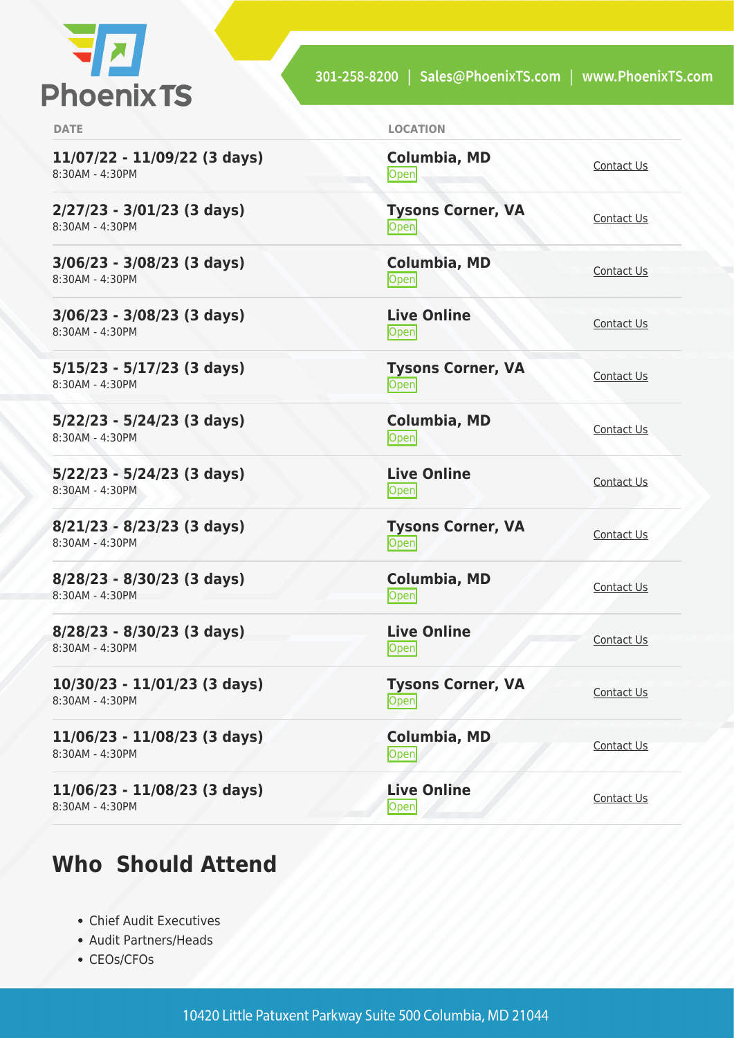| DATE | LOCATION | |
|---|---|---|
| **11/07/22 - 11/09/22 (3 days)**<br>8:30AM - 4:30PM | **Columbia, MD**<br>Open | Contact Us |
| **2/27/23 - 3/01/23 (3 days)**<br>8:30AM - 4:30PM | **Tysons Corner, VA**<br>Open | Contact Us |
| **3/06/23 - 3/08/23 (3 days)**<br>8:30AM - 4:30PM | **Columbia, MD**<br>Open | Contact Us |
| **3/06/23 - 3/08/23 (3 days)**<br>8:30AM - 4:30PM | **Live Online**<br>Open | Contact Us |
| **5/15/23 - 5/17/23 (3 days)**<br>8:30AM - 4:30PM | **Tysons Corner, VA**<br>Open | Contact Us |
| **5/22/23 - 5/24/23 (3 days)**<br>8:30AM - 4:30PM | **Columbia, MD**<br>Open | Contact Us |
| **5/22/23 - 5/24/23 (3 days)**<br>8:30AM - 4:30PM | **Live Online**<br>Open | Contact Us |
| **8/21/23 - 8/23/23 (3 days)**<br>8:30AM - 4:30PM | **Tysons Corner, VA**<br>Open | Contact Us |
| **8/28/23 - 8/30/23 (3 days)**<br>8:30AM - 4:30PM | **Columbia, MD**<br>Open | Contact Us |
| **8/28/23 - 8/30/23 (3 days)**<br>8:30AM - 4:30PM | **Live Online**<br>Open | Contact Us |
| **10/30/23 - 11/01/23 (3 days)**<br>8:30AM - 4:30PM | **Tysons Corner, VA**<br>Open | Contact Us |
| **11/06/23 - 11/08/23 (3 days)**<br>8:30AM - 4:30PM | **Columbia, MD**<br>Open | Contact Us |
| **11/06/23 - 11/08/23 (3 days)**<br>8:30AM - 4:30PM | **Live Online**<br>Open | Contact Us |

## Who Should Attend

- Chief Audit Executives
- Audit Partners/Heads
- CEOs/CFOs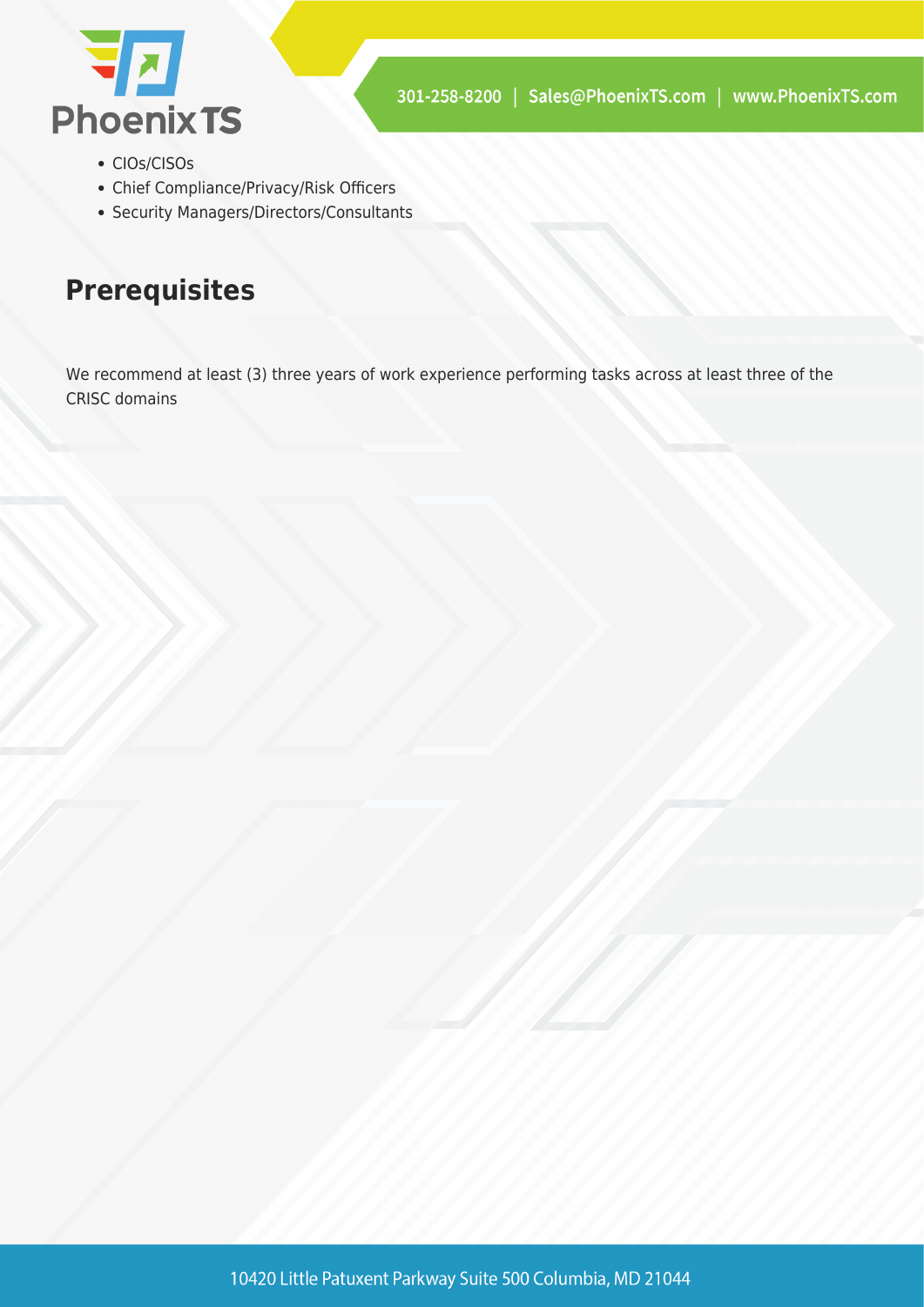- CIOs/CISOs
- Chief Compliance/Privacy/Risk Officers
- Security Managers/Directors/Consultants

## Prerequisites

We recommend at least (3) three years of work experience performing tasks across at least three of the CRISC domains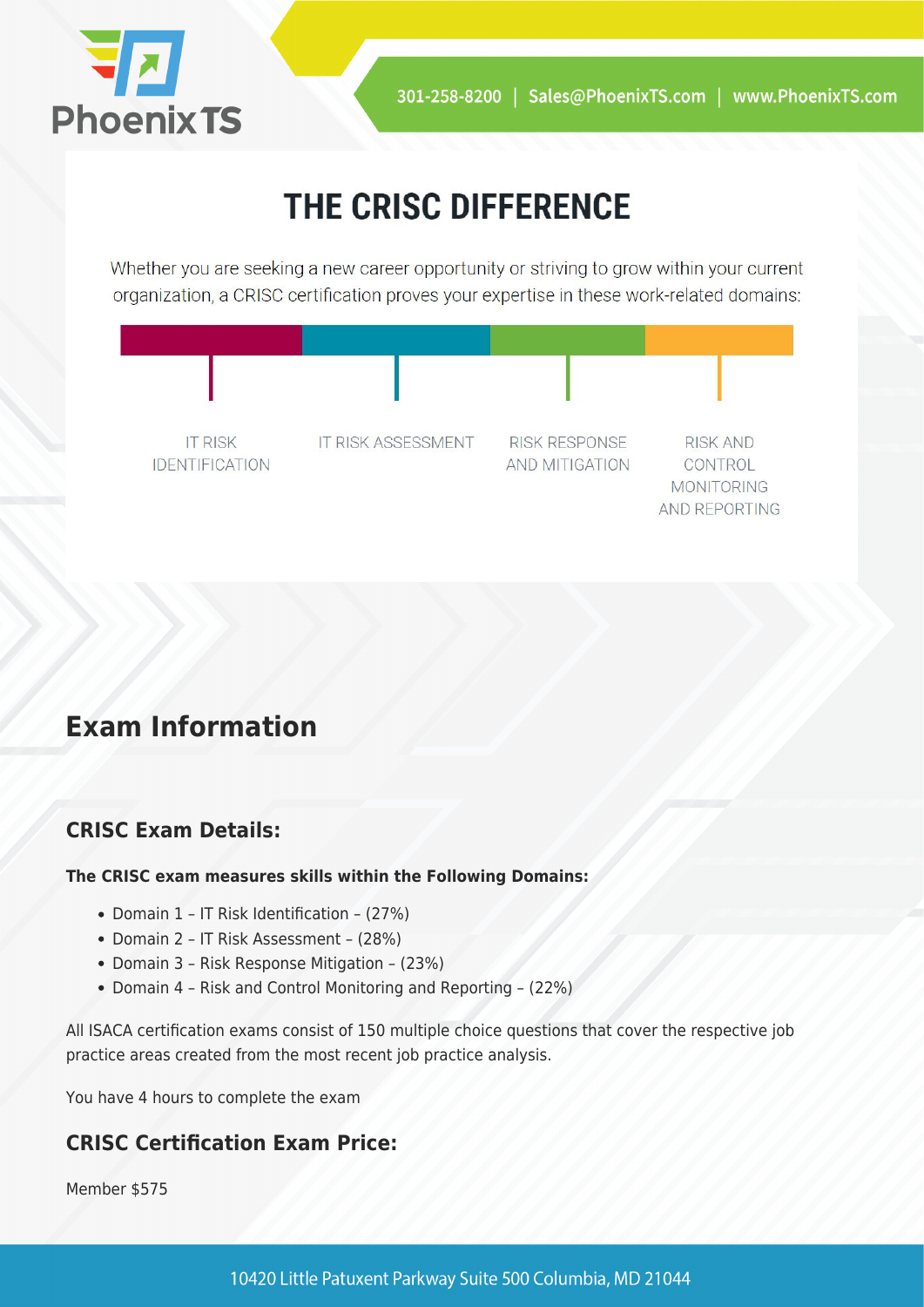# THE CRISC DIFFERENCE

Whether you are seeking a new career opportunity or striving to grow within your current organization, a CRISC certification proves your expertise in these work-related domains:

- IT RISK IDENTIFICATION
- IT RISK ASSESSMENT
- RISK RESPONSE AND MITIGATION
- RISK AND CONTROL MONITORING AND REPORTING

## Exam Information

### CRISC Exam Details:

**The CRISC exam measures skills within the Following Domains:**

- Domain 1 – IT Risk Identification – (27%)
- Domain 2 – IT Risk Assessment – (28%)
- Domain 3 – Risk Response Mitigation – (23%)
- Domain 4 – Risk and Control Monitoring and Reporting – (22%)

All ISACA certification exams consist of 150 multiple choice questions that cover the respective job practice areas created from the most recent job practice analysis.

You have 4 hours to complete the exam

### CRISC Certification Exam Price:

Member $575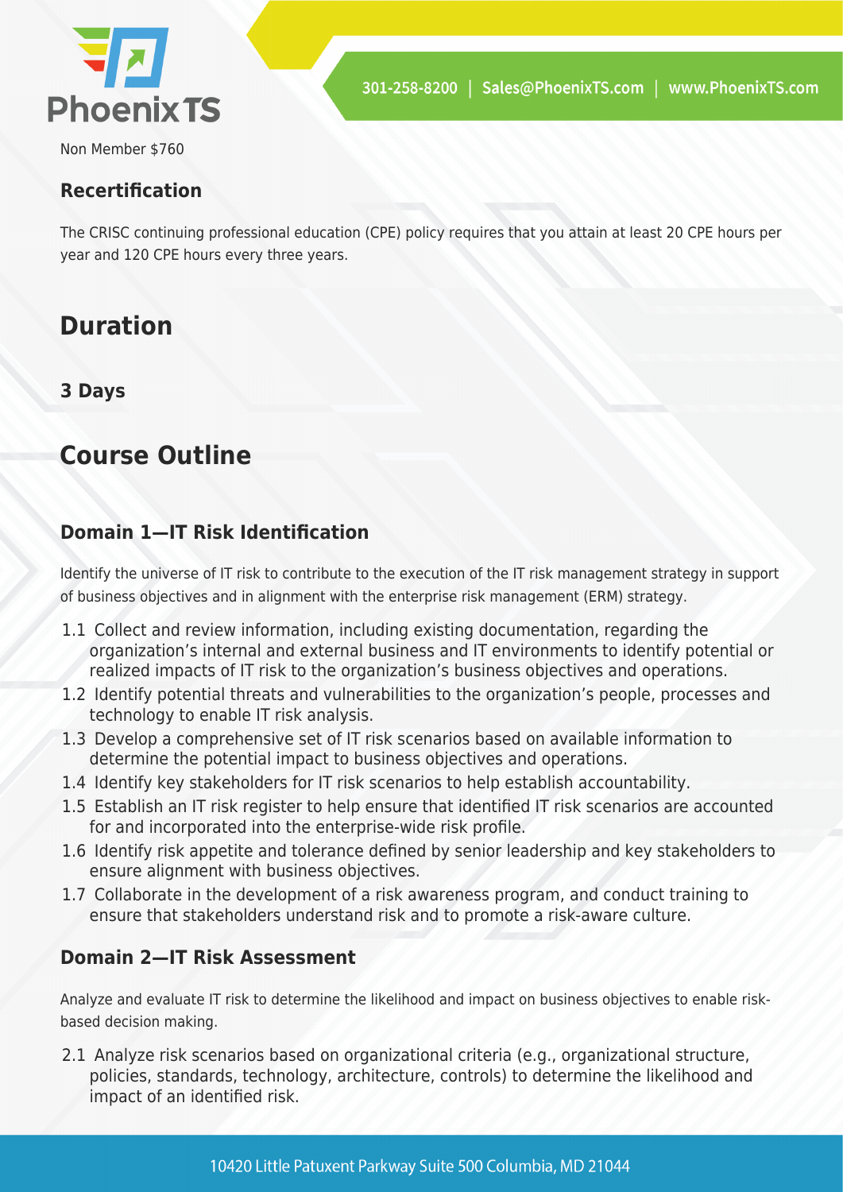Non Member $760

### Recertification

The CRISC continuing professional education (CPE) policy requires that you attain at least 20 CPE hours per year and 120 CPE hours every three years.

## Duration

### 3 Days

## Course Outline

### Domain 1—IT Risk Identification

Identify the universe of IT risk to contribute to the execution of the IT risk management strategy in support of business objectives and in alignment with the enterprise risk management (ERM) strategy.

- 1.1 Collect and review information, including existing documentation, regarding the organization's internal and external business and IT environments to identify potential or realized impacts of IT risk to the organization's business objectives and operations.
- 1.2 Identify potential threats and vulnerabilities to the organization's people, processes and technology to enable IT risk analysis.
- 1.3 Develop a comprehensive set of IT risk scenarios based on available information to determine the potential impact to business objectives and operations.
- 1.4 Identify key stakeholders for IT risk scenarios to help establish accountability.
- 1.5 Establish an IT risk register to help ensure that identified IT risk scenarios are accounted for and incorporated into the enterprise-wide risk profile.
- 1.6 Identify risk appetite and tolerance defined by senior leadership and key stakeholders to ensure alignment with business objectives.
- 1.7 Collaborate in the development of a risk awareness program, and conduct training to ensure that stakeholders understand risk and to promote a risk-aware culture.

### Domain 2—IT Risk Assessment

Analyze and evaluate IT risk to determine the likelihood and impact on business objectives to enable risk-based decision making.

- 2.1 Analyze risk scenarios based on organizational criteria (e.g., organizational structure, policies, standards, technology, architecture, controls) to determine the likelihood and impact of an identified risk.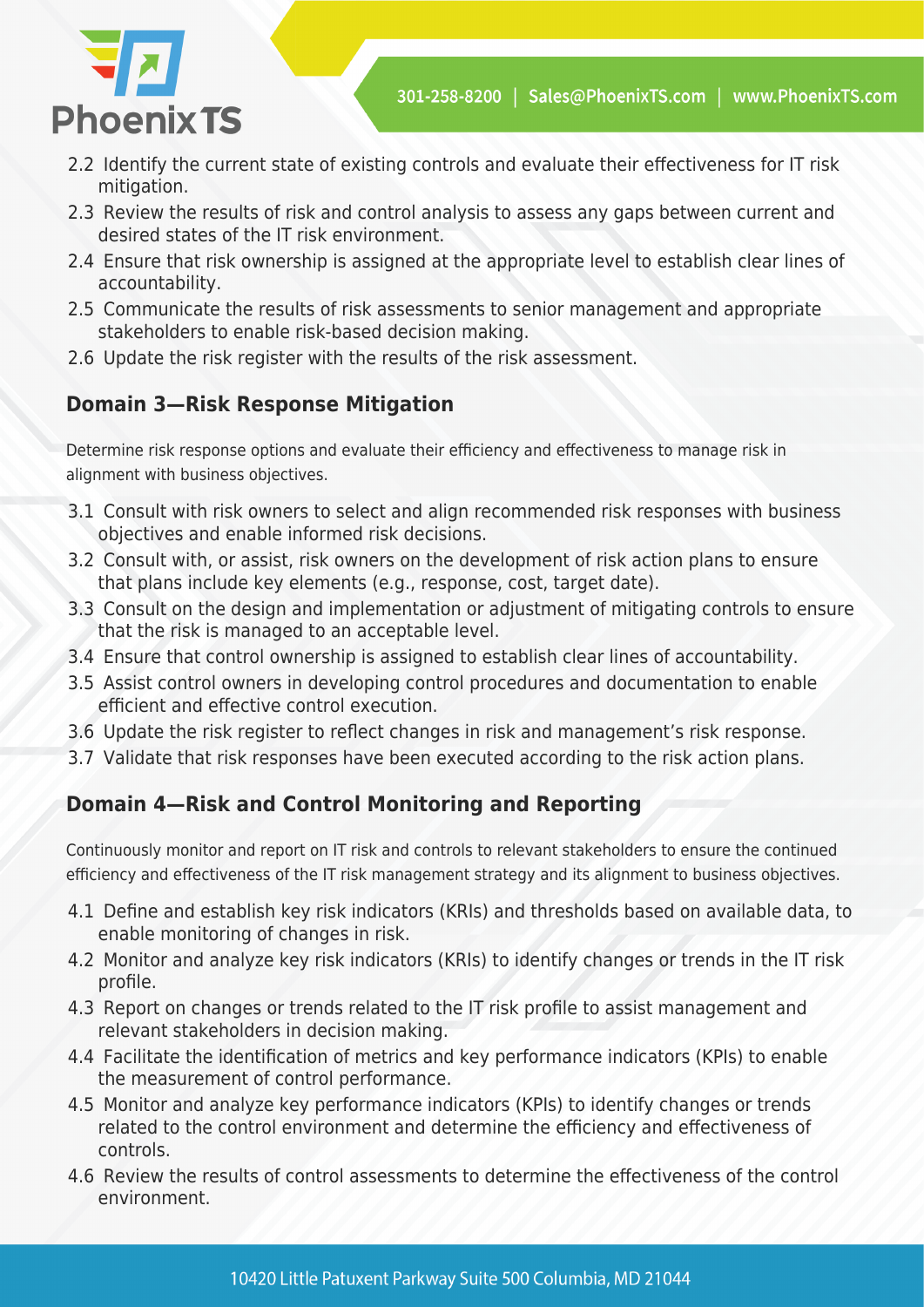2.2 Identify the current state of existing controls and evaluate their effectiveness for IT risk mitigation.
2.3 Review the results of risk and control analysis to assess any gaps between current and desired states of the IT risk environment.
2.4 Ensure that risk ownership is assigned at the appropriate level to establish clear lines of accountability.
2.5 Communicate the results of risk assessments to senior management and appropriate stakeholders to enable risk-based decision making.
2.6 Update the risk register with the results of the risk assessment.

### Domain 3—Risk Response Mitigation

Determine risk response options and evaluate their efficiency and effectiveness to manage risk in alignment with business objectives.

3.1 Consult with risk owners to select and align recommended risk responses with business objectives and enable informed risk decisions.
3.2 Consult with, or assist, risk owners on the development of risk action plans to ensure that plans include key elements (e.g., response, cost, target date).
3.3 Consult on the design and implementation or adjustment of mitigating controls to ensure that the risk is managed to an acceptable level.
3.4 Ensure that control ownership is assigned to establish clear lines of accountability.
3.5 Assist control owners in developing control procedures and documentation to enable efficient and effective control execution.
3.6 Update the risk register to reflect changes in risk and management's risk response.
3.7 Validate that risk responses have been executed according to the risk action plans.

### Domain 4—Risk and Control Monitoring and Reporting

Continuously monitor and report on IT risk and controls to relevant stakeholders to ensure the continued efficiency and effectiveness of the IT risk management strategy and its alignment to business objectives.

4.1 Define and establish key risk indicators (KRIs) and thresholds based on available data, to enable monitoring of changes in risk.
4.2 Monitor and analyze key risk indicators (KRIs) to identify changes or trends in the IT risk profile.
4.3 Report on changes or trends related to the IT risk profile to assist management and relevant stakeholders in decision making.
4.4 Facilitate the identification of metrics and key performance indicators (KPIs) to enable the measurement of control performance.
4.5 Monitor and analyze key performance indicators (KPIs) to identify changes or trends related to the control environment and determine the efficiency and effectiveness of controls.
4.6 Review the results of control assessments to determine the effectiveness of the control environment.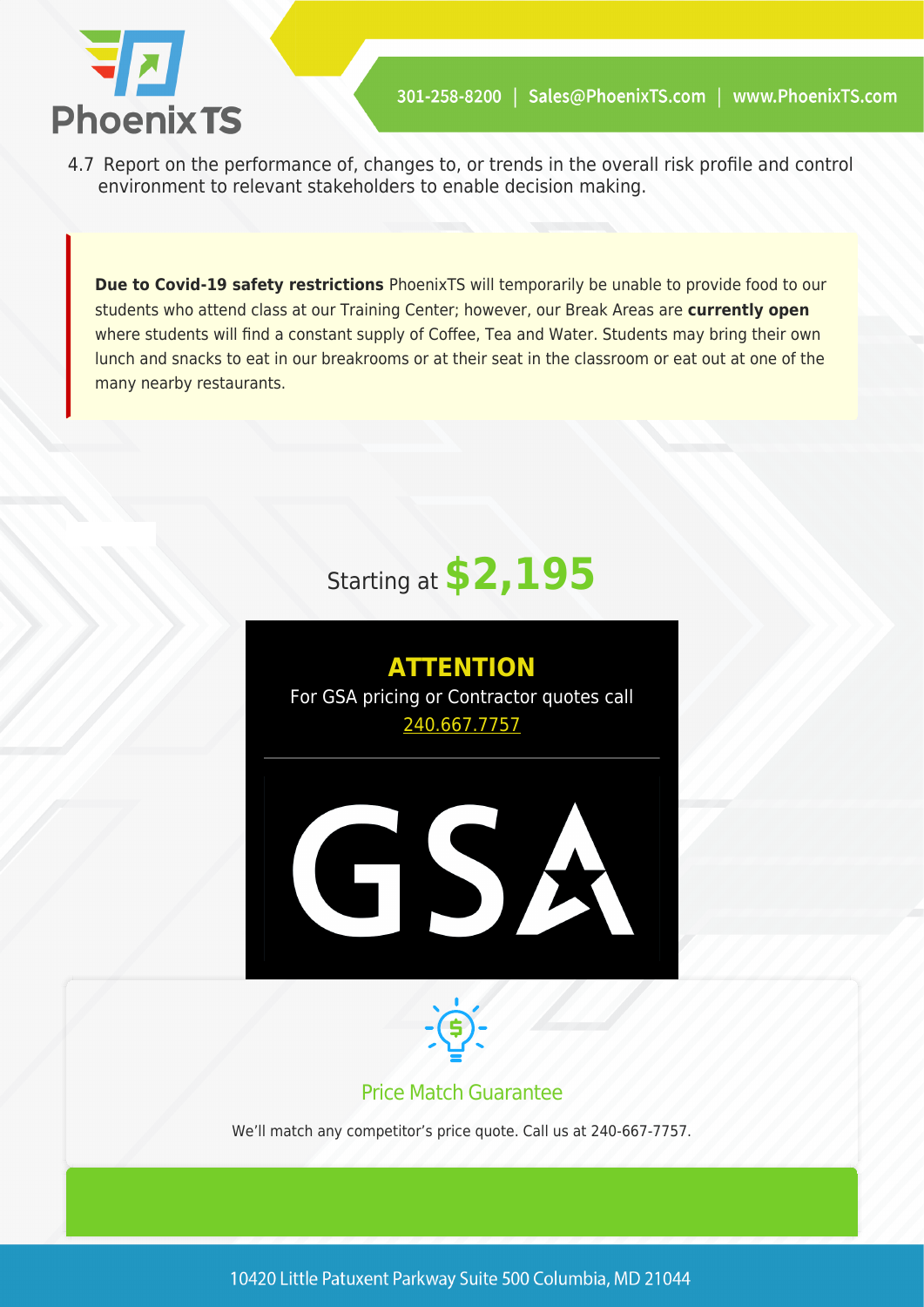4.7 Report on the performance of, changes to, or trends in the overall risk profile and control environment to relevant stakeholders to enable decision making.

**Due to Covid-19 safety restrictions** PhoenixTS will temporarily be unable to provide food to our students who attend class at our Training Center; however, our Break Areas are **currently open** where students will find a constant supply of Coffee, Tea and Water. Students may bring their own lunch and snacks to eat in our breakrooms or at their seat in the classroom or eat out at one of the many nearby restaurants.

Starting at **$2,195**

**ATTENTION**

For GSA pricing or Contractor quotes call 240.667.7757

GSA

Price Match Guarantee

We'll match any competitor's price quote. Call us at 240-667-7757.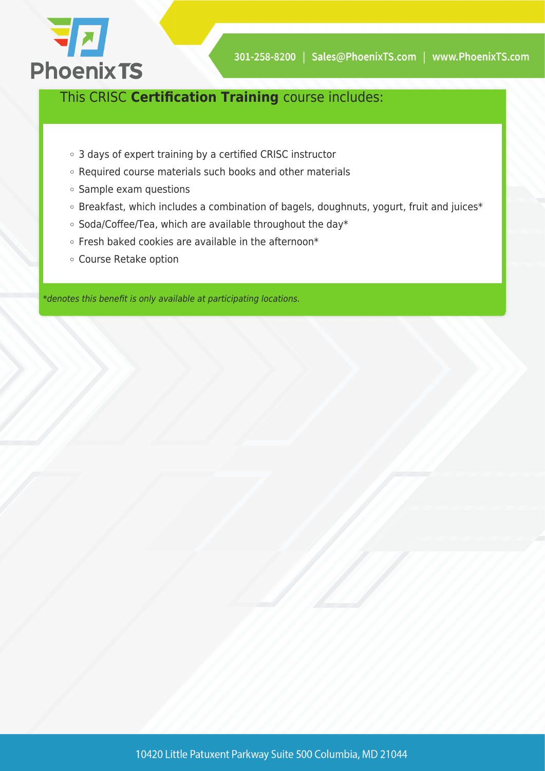This CRISC **Certification Training** course includes:

- 3 days of expert training by a certified CRISC instructor
- Required course materials such books and other materials
- Sample exam questions
- Breakfast, which includes a combination of bagels, doughnuts, yogurt, fruit and juices*
- Soda/Coffee/Tea, which are available throughout the day*
- Fresh baked cookies are available in the afternoon*
- Course Retake option

*\*denotes this benefit is only available at participating locations.*